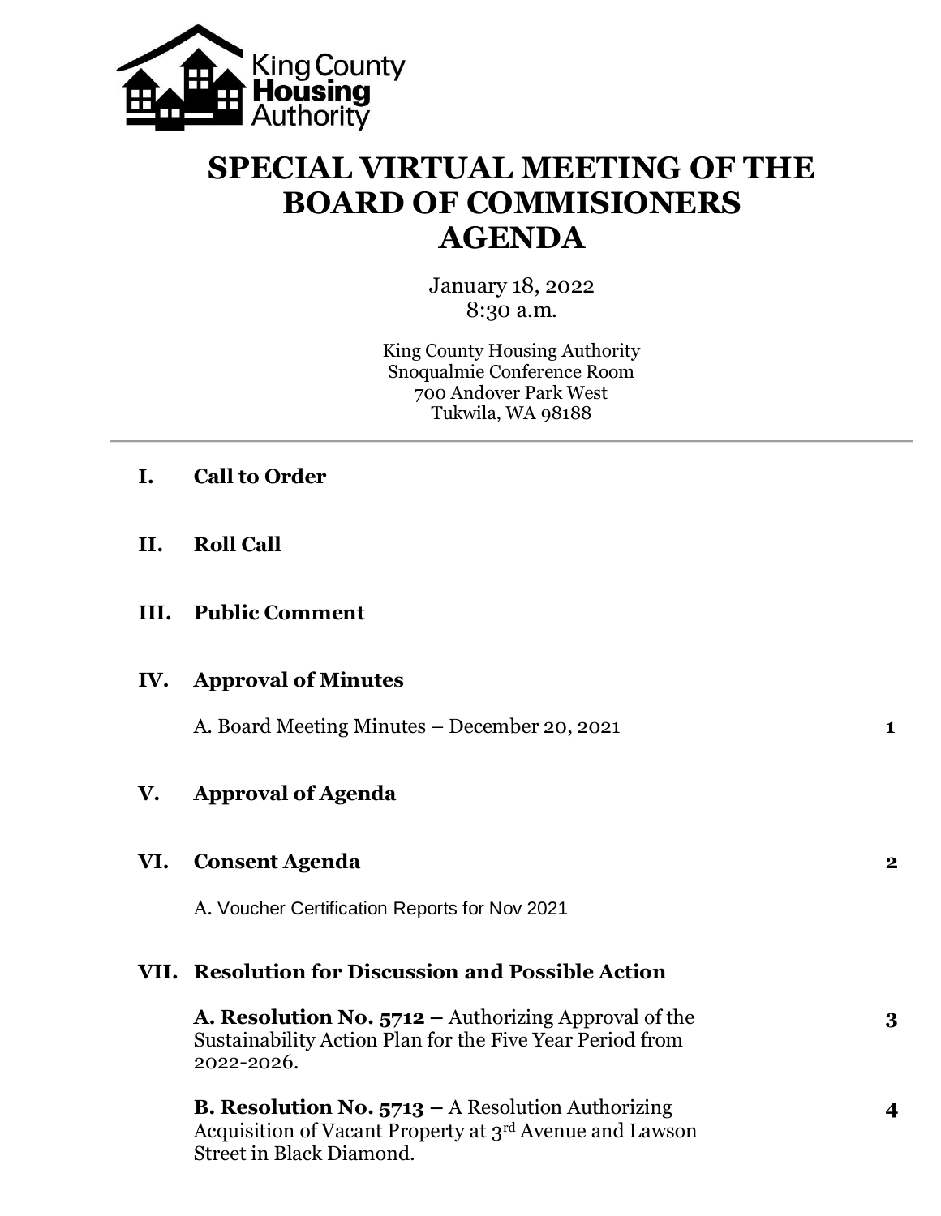King County **Housing** Authority

# SPECIAL VIRTUAL MEETING OF THE BOARD OF COMMISIONERS AGENDA

January 18, 2022
8:30 a.m.

King County Housing Authority
Snoqualmie Conference Room
700 Andover Park West
Tukwila, WA 98188

---

## I. Call to Order

## II. Roll Call

## III. Public Comment

## IV. Approval of Minutes

A. Board Meeting Minutes – December 20, 2021 **1**

## V. Approval of Agenda

## VI. Consent Agenda **2**

A. Voucher Certification Reports for Nov 2021

## VII. Resolution for Discussion and Possible Action

**A. Resolution No. 5712 –** Authorizing Approval of the Sustainability Action Plan for the Five Year Period from 2022-2026. **3**

**B. Resolution No. 5713 –** A Resolution Authorizing Acquisition of Vacant Property at 3rd Avenue and Lawson Street in Black Diamond. **4**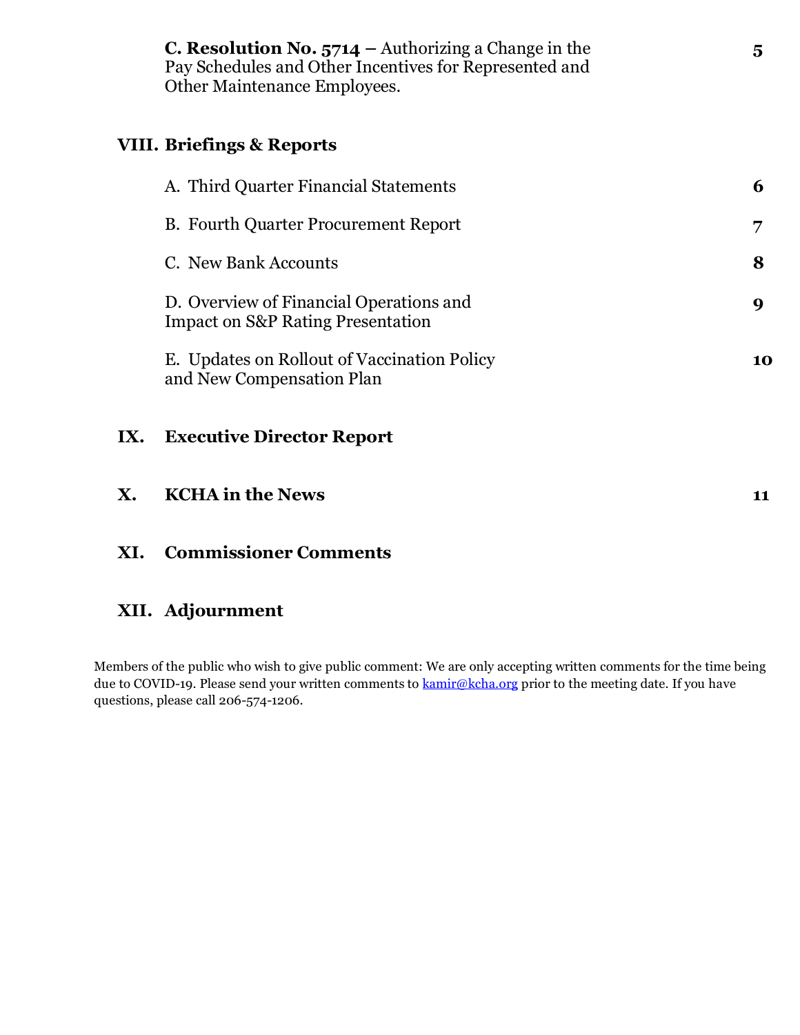**C. Resolution No. 5714 –** Authorizing a Change in the Pay Schedules and Other Incentives for Represented and Other Maintenance Employees. **5**

## VIII. Briefings & Reports

A. Third Quarter Financial Statements **6**

B. Fourth Quarter Procurement Report **7**

C. New Bank Accounts **8**

D. Overview of Financial Operations and Impact on S&P Rating Presentation **9**

E. Updates on Rollout of Vaccination Policy and New Compensation Plan **10**

## IX. Executive Director Report

## X. KCHA in the News **11**

## XI. Commissioner Comments

## XII. Adjournment

Members of the public who wish to give public comment: We are only accepting written comments for the time being due to COVID-19. Please send your written comments to kamir@kcha.org prior to the meeting date. If you have questions, please call 206-574-1206.